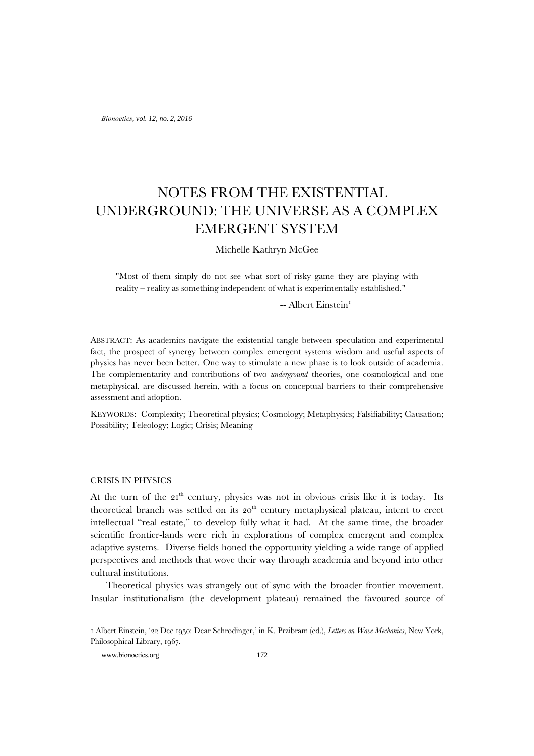# NOTES FROM THE EXISTENTIAL UNDERGROUND: THE UNIVERSE AS A COMPLEX EMERGENT SYSTEM

Michelle Kathryn McGee

> "Most of them simply do not see what sort of risky game they are playing with reality – reality as something independent of what is experimentally established."
>
> -- Albert Einstein[1]

ABSTRACT: As academics navigate the existential tangle between speculation and experimental fact, the prospect of synergy between complex emergent systems wisdom and useful aspects of physics has never been better. One way to stimulate a new phase is to look outside of academia. The complementarity and contributions of two *underground* theories, one cosmological and one metaphysical, are discussed herein, with a focus on conceptual barriers to their comprehensive assessment and adoption.

KEYWORDS: Complexity; Theoretical physics; Cosmology; Metaphysics; Falsifiability; Causation; Possibility; Teleology; Logic; Crisis; Meaning

## CRISIS IN PHYSICS

At the turn of the 21th century, physics was not in obvious crisis like it is today. Its theoretical branch was settled on its 20th century metaphysical plateau, intent to erect intellectual "real estate," to develop fully what it had. At the same time, the broader scientific frontier-lands were rich in explorations of complex emergent and complex adaptive systems. Diverse fields honed the opportunity yielding a wide range of applied perspectives and methods that wove their way through academia and beyond into other cultural institutions.

Theoretical physics was strangely out of sync with the broader frontier movement. Insular institutionalism (the development plateau) remained the favoured source of

---

1 Albert Einstein, '22 Dec 1950: Dear Schrodinger,' in K. Przibram (ed.), *Letters on Wave Mechanics*, New York, Philosophical Library, 1967.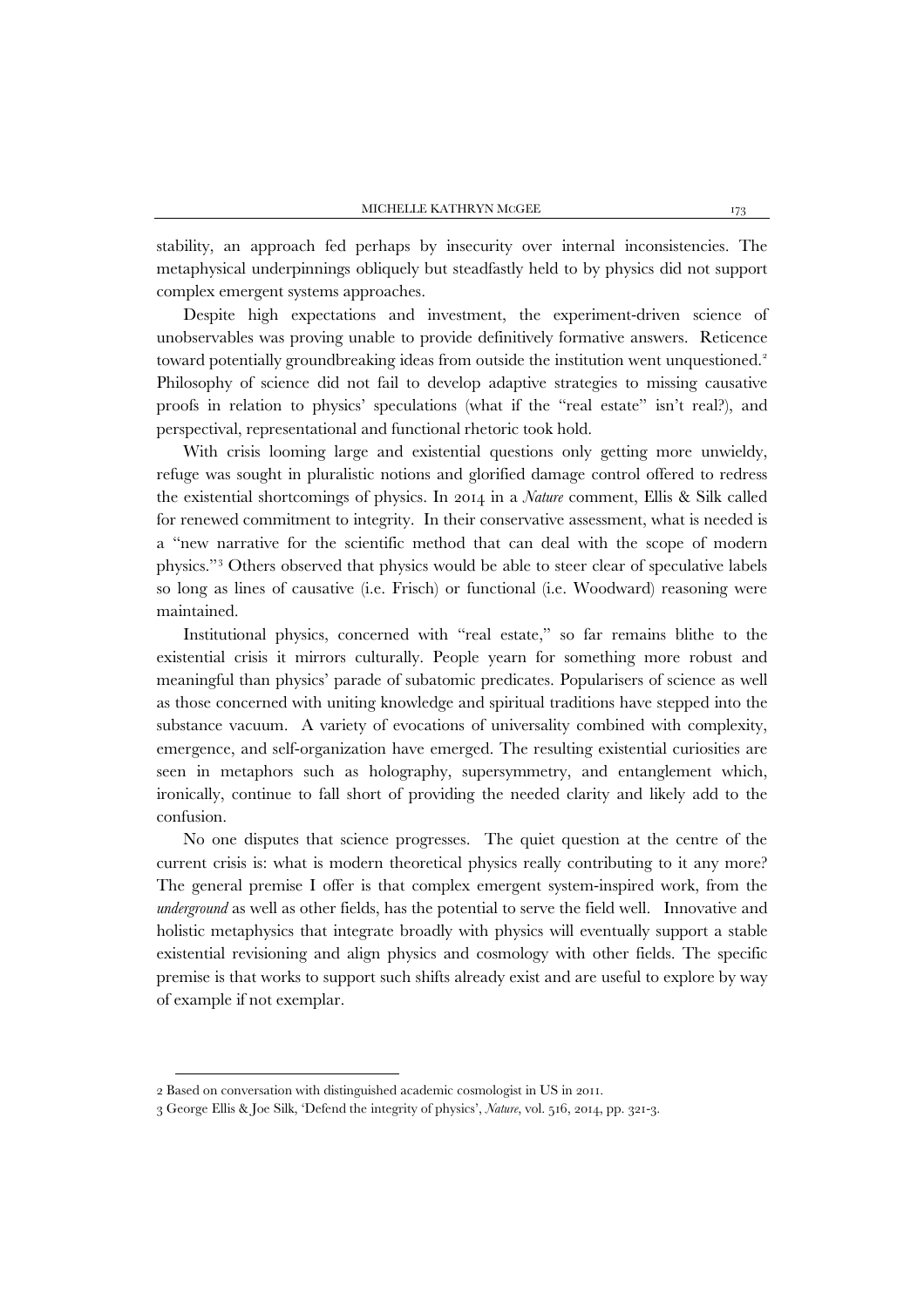stability, an approach fed perhaps by insecurity over internal inconsistencies. The metaphysical underpinnings obliquely but steadfastly held to by physics did not support complex emergent systems approaches.

Despite high expectations and investment, the experiment-driven science of unobservables was proving unable to provide definitively formative answers. Reticence toward potentially groundbreaking ideas from outside the institution went unquestioned.[2] Philosophy of science did not fail to develop adaptive strategies to missing causative proofs in relation to physics' speculations (what if the "real estate" isn't real?), and perspectival, representational and functional rhetoric took hold.

With crisis looming large and existential questions only getting more unwieldy, refuge was sought in pluralistic notions and glorified damage control offered to redress the existential shortcomings of physics. In 2014 in a *Nature* comment, Ellis & Silk called for renewed commitment to integrity. In their conservative assessment, what is needed is a "new narrative for the scientific method that can deal with the scope of modern physics."[3] Others observed that physics would be able to steer clear of speculative labels so long as lines of causative (i.e. Frisch) or functional (i.e. Woodward) reasoning were maintained.

Institutional physics, concerned with "real estate," so far remains blithe to the existential crisis it mirrors culturally. People yearn for something more robust and meaningful than physics' parade of subatomic predicates. Popularisers of science as well as those concerned with uniting knowledge and spiritual traditions have stepped into the substance vacuum. A variety of evocations of universality combined with complexity, emergence, and self-organization have emerged. The resulting existential curiosities are seen in metaphors such as holography, supersymmetry, and entanglement which, ironically, continue to fall short of providing the needed clarity and likely add to the confusion.

No one disputes that science progresses. The quiet question at the centre of the current crisis is: what is modern theoretical physics really contributing to it any more? The general premise I offer is that complex emergent system-inspired work, from the *underground* as well as other fields, has the potential to serve the field well. Innovative and holistic metaphysics that integrate broadly with physics will eventually support a stable existential revisioning and align physics and cosmology with other fields. The specific premise is that works to support such shifts already exist and are useful to explore by way of example if not exemplar.

---

2 Based on conversation with distinguished academic cosmologist in US in 2011.

3 George Ellis & Joe Silk, 'Defend the integrity of physics', *Nature*, vol. 516, 2014, pp. 321-3.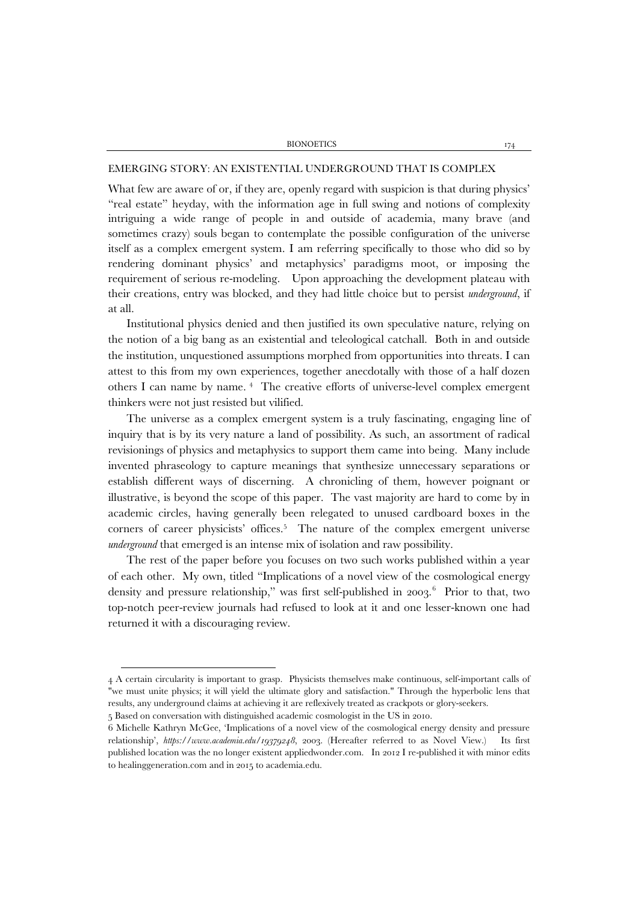## EMERGING STORY: AN EXISTENTIAL UNDERGROUND THAT IS COMPLEX

What few are aware of or, if they are, openly regard with suspicion is that during physics' "real estate" heyday, with the information age in full swing and notions of complexity intriguing a wide range of people in and outside of academia, many brave (and sometimes crazy) souls began to contemplate the possible configuration of the universe itself as a complex emergent system. I am referring specifically to those who did so by rendering dominant physics' and metaphysics' paradigms moot, or imposing the requirement of serious re-modeling. Upon approaching the development plateau with their creations, entry was blocked, and they had little choice but to persist *underground*, if at all.

Institutional physics denied and then justified its own speculative nature, relying on the notion of a big bang as an existential and teleological catchall. Both in and outside the institution, unquestioned assumptions morphed from opportunities into threats. I can attest to this from my own experiences, together anecdotally with those of a half dozen others I can name by name. [4] The creative efforts of universe-level complex emergent thinkers were not just resisted but vilified.

The universe as a complex emergent system is a truly fascinating, engaging line of inquiry that is by its very nature a land of possibility. As such, an assortment of radical revisionings of physics and metaphysics to support them came into being. Many include invented phraseology to capture meanings that synthesize unnecessary separations or establish different ways of discerning. A chronicling of them, however poignant or illustrative, is beyond the scope of this paper. The vast majority are hard to come by in academic circles, having generally been relegated to unused cardboard boxes in the corners of career physicists' offices.[5] The nature of the complex emergent universe *underground* that emerged is an intense mix of isolation and raw possibility.

The rest of the paper before you focuses on two such works published within a year of each other. My own, titled "Implications of a novel view of the cosmological energy density and pressure relationship," was first self-published in 2003.[6] Prior to that, two top-notch peer-review journals had refused to look at it and one lesser-known one had returned it with a discouraging review.

---

4 A certain circularity is important to grasp. Physicists themselves make continuous, self-important calls of "we must unite physics; it will yield the ultimate glory and satisfaction." Through the hyperbolic lens that results, any underground claims at achieving it are reflexively treated as crackpots or glory-seekers.

5 Based on conversation with distinguished academic cosmologist in the US in 2010.

6 Michelle Kathryn McGee, 'Implications of a novel view of the cosmological energy density and pressure relationship', *https://www.academia.edu/19379248*, 2003. (Hereafter referred to as Novel View.) Its first published location was the no longer existent appliedwonder.com. In 2012 I re-published it with minor edits to healinggeneration.com and in 2015 to academia.edu.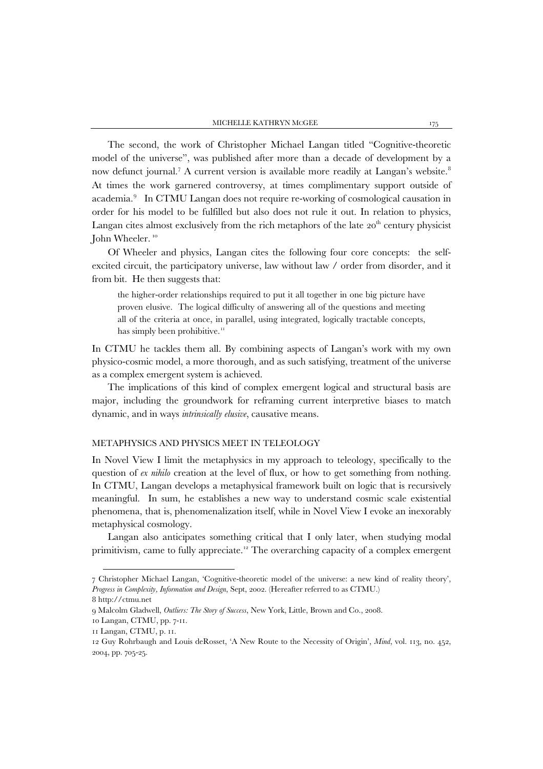The second, the work of Christopher Michael Langan titled "Cognitive-theoretic model of the universe", was published after more than a decade of development by a now defunct journal.[7] A current version is available more readily at Langan's website.[8] At times the work garnered controversy, at times complimentary support outside of academia.[9] In CTMU Langan does not require re-working of cosmological causation in order for his model to be fulfilled but also does not rule it out. In relation to physics, Langan cites almost exclusively from the rich metaphors of the late 20th century physicist John Wheeler.[10]

Of Wheeler and physics, Langan cites the following four core concepts: the self-excited circuit, the participatory universe, law without law / order from disorder, and it from bit. He then suggests that:

> the higher-order relationships required to put it all together in one big picture have proven elusive. The logical difficulty of answering all of the questions and meeting all of the criteria at once, in parallel, using integrated, logically tractable concepts, has simply been prohibitive.[11]

In CTMU he tackles them all. By combining aspects of Langan's work with my own physico-cosmic model, a more thorough, and as such satisfying, treatment of the universe as a complex emergent system is achieved.

The implications of this kind of complex emergent logical and structural basis are major, including the groundwork for reframing current interpretive biases to match dynamic, and in ways *intrinsically elusive*, causative means.

## METAPHYSICS AND PHYSICS MEET IN TELEOLOGY

In Novel View I limit the metaphysics in my approach to teleology, specifically to the question of *ex nihilo* creation at the level of flux, or how to get something from nothing. In CTMU, Langan develops a metaphysical framework built on logic that is recursively meaningful. In sum, he establishes a new way to understand cosmic scale existential phenomena, that is, phenomenalization itself, while in Novel View I evoke an inexorably metaphysical cosmology.

Langan also anticipates something critical that I only later, when studying modal primitivism, came to fully appreciate.[12] The overarching capacity of a complex emergent

---

7 Christopher Michael Langan, 'Cognitive-theoretic model of the universe: a new kind of reality theory', *Progress in Complexity, Information and Design*, Sept, 2002. (Hereafter referred to as CTMU.)

8 http://ctmu.net

9 Malcolm Gladwell, *Outliers: The Story of Success*, New York, Little, Brown and Co., 2008.

10 Langan, CTMU, pp. 7-11.

11 Langan, CTMU, p. 11.

12 Guy Rohrbaugh and Louis deRosset, 'A New Route to the Necessity of Origin', *Mind*, vol. 113, no. 452, 2004, pp. 705-25.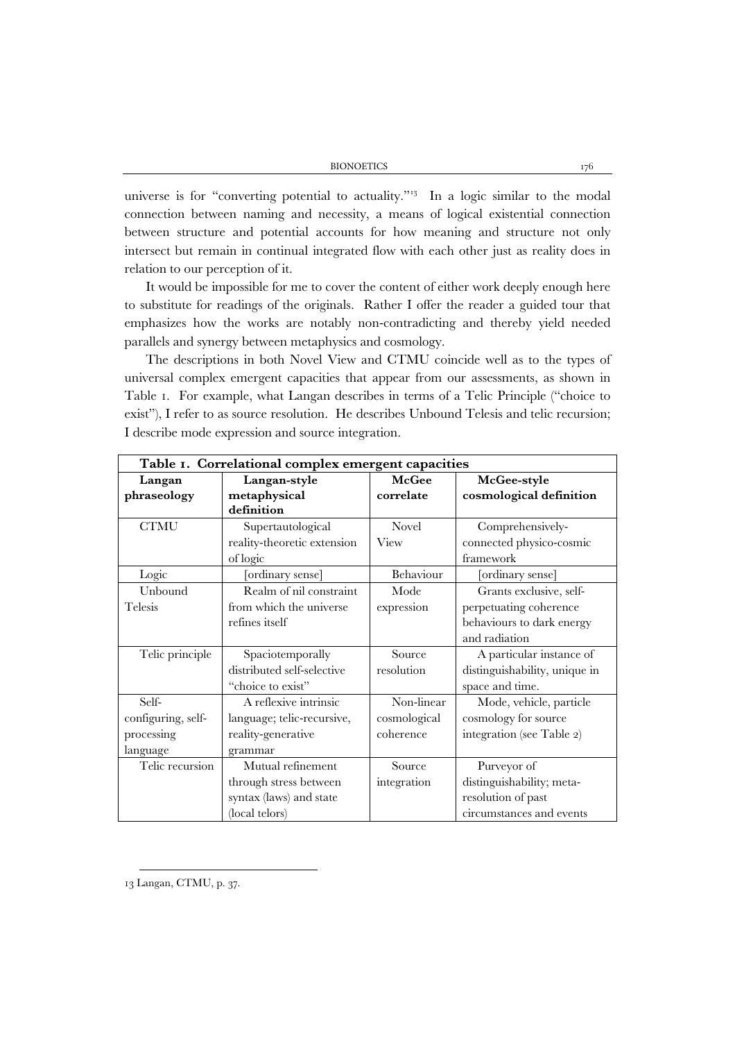universe is for "converting potential to actuality."[13] In a logic similar to the modal connection between naming and necessity, a means of logical existential connection between structure and potential accounts for how meaning and structure not only intersect but remain in continual integrated flow with each other just as reality does in relation to our perception of it.

It would be impossible for me to cover the content of either work deeply enough here to substitute for readings of the originals. Rather I offer the reader a guided tour that emphasizes how the works are notably non-contradicting and thereby yield needed parallels and synergy between metaphysics and cosmology.

The descriptions in both Novel View and CTMU coincide well as to the types of universal complex emergent capacities that appear from our assessments, as shown in Table 1. For example, what Langan describes in terms of a Telic Principle ("choice to exist"), I refer to as source resolution. He describes Unbound Telesis and telic recursion; I describe mode expression and source integration.

**Table 1. Correlational complex emergent capacities**

| Langan phraseology | Langan-style metaphysical definition | McGee correlate | McGee-style cosmological definition |
|---|---|---|---|
| CTMU | Supertautological reality-theoretic extension of logic | Novel View | Comprehensively-connected physico-cosmic framework |
| Logic | [ordinary sense] | Behaviour | [ordinary sense] |
| Unbound Telesis | Realm of nil constraint from which the universe refines itself | Mode expression | Grants exclusive, self-perpetuating coherence behaviours to dark energy and radiation |
| Telic principle | Spaciotemporally distributed self-selective "choice to exist" | Source resolution | A particular instance of distinguishability, unique in space and time. |
| Self-configuring, self-processing language | A reflexive intrinsic language; telic-recursive, reality-generative grammar | Non-linear cosmological coherence | Mode, vehicle, particle cosmology for source integration (see Table 2) |
| Telic recursion | Mutual refinement through stress between syntax (laws) and state (local telors) | Source integration | Purveyor of distinguishability; meta-resolution of past circumstances and events |

13 Langan, CTMU, p. 37.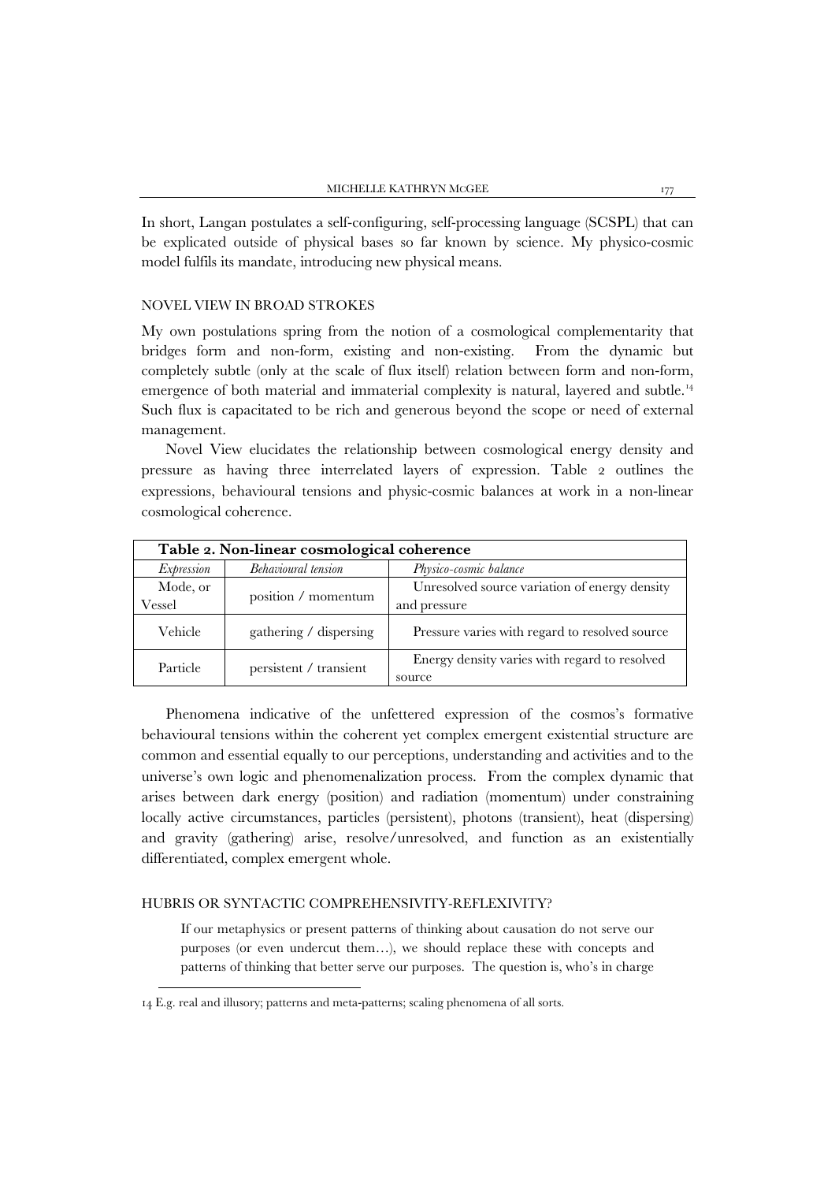In short, Langan postulates a self-configuring, self-processing language (SCSPL) that can be explicated outside of physical bases so far known by science. My physico-cosmic model fulfils its mandate, introducing new physical means.

## NOVEL VIEW IN BROAD STROKES

My own postulations spring from the notion of a cosmological complementarity that bridges form and non-form, existing and non-existing. From the dynamic but completely subtle (only at the scale of flux itself) relation between form and non-form, emergence of both material and immaterial complexity is natural, layered and subtle.[14] Such flux is capacitated to be rich and generous beyond the scope or need of external management.

Novel View elucidates the relationship between cosmological energy density and pressure as having three interrelated layers of expression. Table 2 outlines the expressions, behavioural tensions and physic-cosmic balances at work in a non-linear cosmological coherence.

**Table 2. Non-linear cosmological coherence**

| *Expression* | *Behavioural tension* | *Physico-cosmic balance* |
|---|---|---|
| Mode, or Vessel | position / momentum | Unresolved source variation of energy density and pressure |
| Vehicle | gathering / dispersing | Pressure varies with regard to resolved source |
| Particle | persistent / transient | Energy density varies with regard to resolved source |

Phenomena indicative of the unfettered expression of the cosmos's formative behavioural tensions within the coherent yet complex emergent existential structure are common and essential equally to our perceptions, understanding and activities and to the universe's own logic and phenomenalization process. From the complex dynamic that arises between dark energy (position) and radiation (momentum) under constraining locally active circumstances, particles (persistent), photons (transient), heat (dispersing) and gravity (gathering) arise, resolve/unresolved, and function as an existentially differentiated, complex emergent whole.

## HUBRIS OR SYNTACTIC COMPREHENSIVITY-REFLEXIVITY?

> If our metaphysics or present patterns of thinking about causation do not serve our purposes (or even undercut them…), we should replace these with concepts and patterns of thinking that better serve our purposes. The question is, who's in charge

---

14 E.g. real and illusory; patterns and meta-patterns; scaling phenomena of all sorts.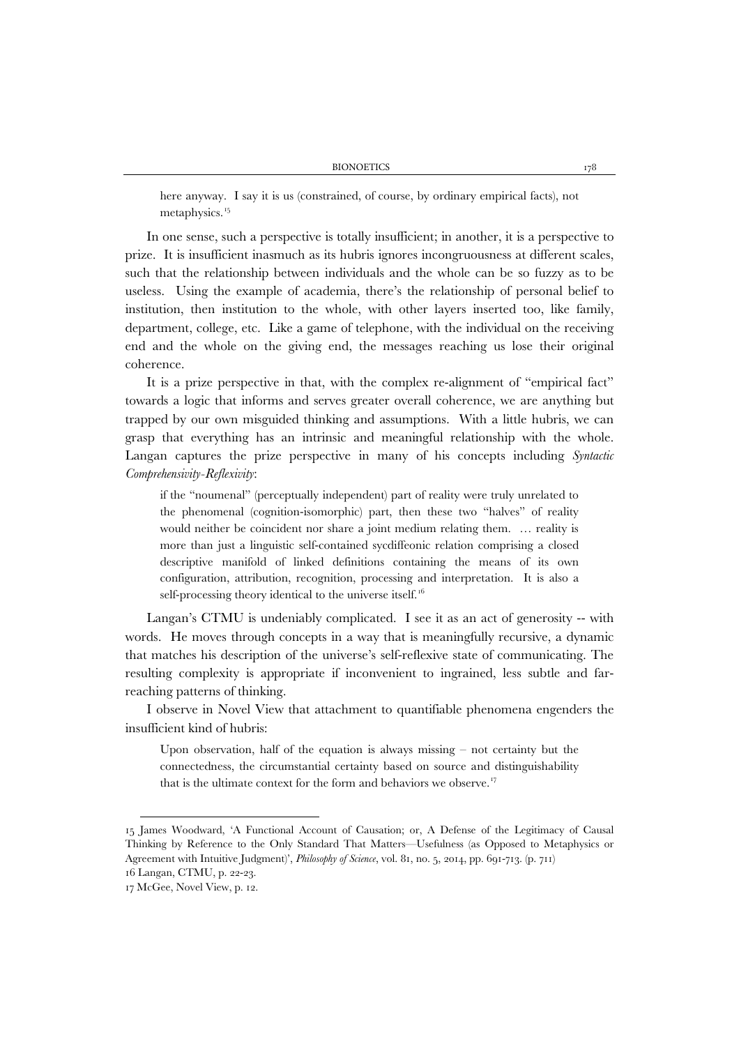> here anyway. I say it is us (constrained, of course, by ordinary empirical facts), not metaphysics.[15]

In one sense, such a perspective is totally insufficient; in another, it is a perspective to prize. It is insufficient inasmuch as its hubris ignores incongruousness at different scales, such that the relationship between individuals and the whole can be so fuzzy as to be useless. Using the example of academia, there's the relationship of personal belief to institution, then institution to the whole, with other layers inserted too, like family, department, college, etc. Like a game of telephone, with the individual on the receiving end and the whole on the giving end, the messages reaching us lose their original coherence.

It is a prize perspective in that, with the complex re-alignment of "empirical fact" towards a logic that informs and serves greater overall coherence, we are anything but trapped by our own misguided thinking and assumptions. With a little hubris, we can grasp that everything has an intrinsic and meaningful relationship with the whole. Langan captures the prize perspective in many of his concepts including *Syntactic Comprehensivity-Reflexivity*:

> if the "noumenal" (perceptually independent) part of reality were truly unrelated to the phenomenal (cognition-isomorphic) part, then these two "halves" of reality would neither be coincident nor share a joint medium relating them. … reality is more than just a linguistic self-contained sycdiffeonic relation comprising a closed descriptive manifold of linked definitions containing the means of its own configuration, attribution, recognition, processing and interpretation. It is also a self-processing theory identical to the universe itself.[16]

Langan's CTMU is undeniably complicated. I see it as an act of generosity -- with words. He moves through concepts in a way that is meaningfully recursive, a dynamic that matches his description of the universe's self-reflexive state of communicating. The resulting complexity is appropriate if inconvenient to ingrained, less subtle and far-reaching patterns of thinking.

I observe in Novel View that attachment to quantifiable phenomena engenders the insufficient kind of hubris:

> Upon observation, half of the equation is always missing – not certainty but the connectedness, the circumstantial certainty based on source and distinguishability that is the ultimate context for the form and behaviors we observe.[17]

---

15 James Woodward, 'A Functional Account of Causation; or, A Defense of the Legitimacy of Causal Thinking by Reference to the Only Standard That Matters—Usefulness (as Opposed to Metaphysics or Agreement with Intuitive Judgment)', *Philosophy of Science*, vol. 81, no. 5, 2014, pp. 691-713. (p. 711)

16 Langan, CTMU, p. 22-23.

17 McGee, Novel View, p. 12.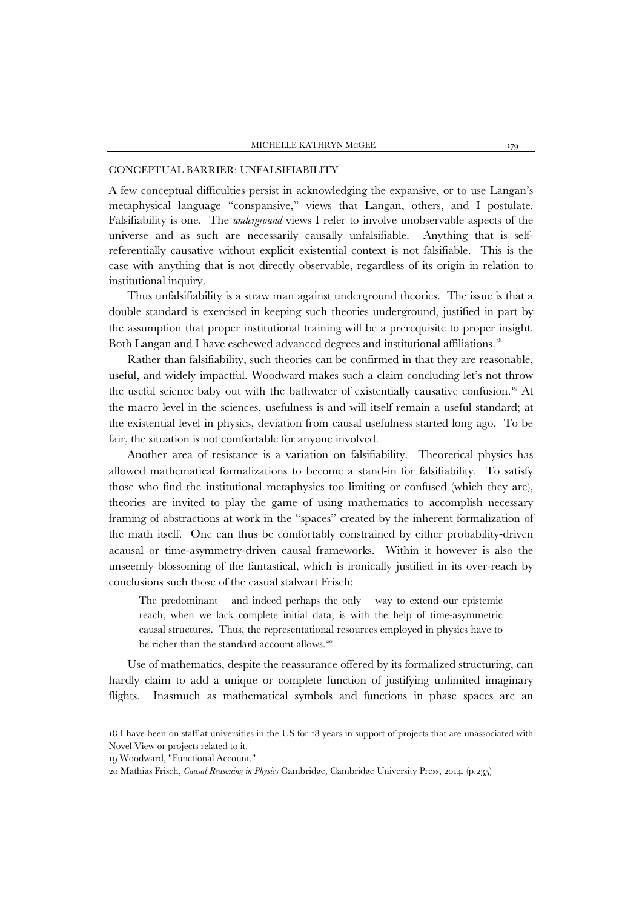## CONCEPTUAL BARRIER: UNFALSIFIABILITY

A few conceptual difficulties persist in acknowledging the expansive, or to use Langan's metaphysical language "conspansive," views that Langan, others, and I postulate. Falsifiability is one. The *underground* views I refer to involve unobservable aspects of the universe and as such are necessarily causally unfalsifiable. Anything that is self-referentially causative without explicit existential context is not falsifiable. This is the case with anything that is not directly observable, regardless of its origin in relation to institutional inquiry.

Thus unfalsifiability is a straw man against underground theories. The issue is that a double standard is exercised in keeping such theories underground, justified in part by the assumption that proper institutional training will be a prerequisite to proper insight. Both Langan and I have eschewed advanced degrees and institutional affiliations.[18]

Rather than falsifiability, such theories can be confirmed in that they are reasonable, useful, and widely impactful. Woodward makes such a claim concluding let's not throw the useful science baby out with the bathwater of existentially causative confusion.[19] At the macro level in the sciences, usefulness is and will itself remain a useful standard; at the existential level in physics, deviation from causal usefulness started long ago. To be fair, the situation is not comfortable for anyone involved.

Another area of resistance is a variation on falsifiability. Theoretical physics has allowed mathematical formalizations to become a stand-in for falsifiability. To satisfy those who find the institutional metaphysics too limiting or confused (which they are), theories are invited to play the game of using mathematics to accomplish necessary framing of abstractions at work in the "spaces" created by the inherent formalization of the math itself. One can thus be comfortably constrained by either probability-driven acausal or time-asymmetry-driven causal frameworks. Within it however is also the unseemly blossoming of the fantastical, which is ironically justified in its over-reach by conclusions such those of the casual stalwart Frisch:

> The predominant – and indeed perhaps the only – way to extend our epistemic reach, when we lack complete initial data, is with the help of time-asymmetric causal structures. Thus, the representational resources employed in physics have to be richer than the standard account allows.[20]

Use of mathematics, despite the reassurance offered by its formalized structuring, can hardly claim to add a unique or complete function of justifying unlimited imaginary flights. Inasmuch as mathematical symbols and functions in phase spaces are an

---

18 I have been on staff at universities in the US for 18 years in support of projects that are unassociated with Novel View or projects related to it.

19 Woodward, "Functional Account."

20 Mathias Frisch, *Causal Reasoning in Physics* Cambridge, Cambridge University Press, 2014. (p.235)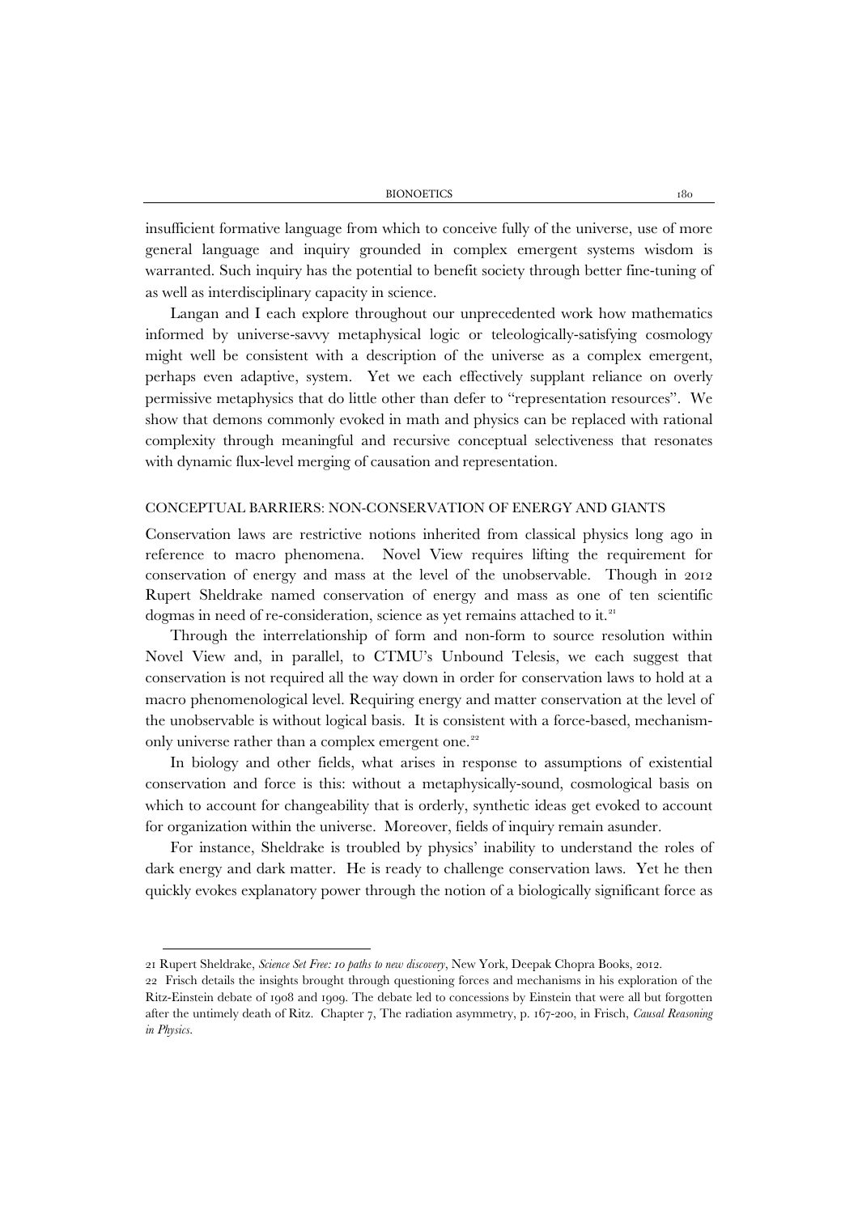insufficient formative language from which to conceive fully of the universe, use of more general language and inquiry grounded in complex emergent systems wisdom is warranted. Such inquiry has the potential to benefit society through better fine-tuning of as well as interdisciplinary capacity in science.

Langan and I each explore throughout our unprecedented work how mathematics informed by universe-savvy metaphysical logic or teleologically-satisfying cosmology might well be consistent with a description of the universe as a complex emergent, perhaps even adaptive, system. Yet we each effectively supplant reliance on overly permissive metaphysics that do little other than defer to "representation resources". We show that demons commonly evoked in math and physics can be replaced with rational complexity through meaningful and recursive conceptual selectiveness that resonates with dynamic flux-level merging of causation and representation.

## CONCEPTUAL BARRIERS: NON-CONSERVATION OF ENERGY AND GIANTS

Conservation laws are restrictive notions inherited from classical physics long ago in reference to macro phenomena. Novel View requires lifting the requirement for conservation of energy and mass at the level of the unobservable. Though in 2012 Rupert Sheldrake named conservation of energy and mass as one of ten scientific dogmas in need of re-consideration, science as yet remains attached to it.[21]

Through the interrelationship of form and non-form to source resolution within Novel View and, in parallel, to CTMU's Unbound Telesis, we each suggest that conservation is not required all the way down in order for conservation laws to hold at a macro phenomenological level. Requiring energy and matter conservation at the level of the unobservable is without logical basis. It is consistent with a force-based, mechanism-only universe rather than a complex emergent one.[22]

In biology and other fields, what arises in response to assumptions of existential conservation and force is this: without a metaphysically-sound, cosmological basis on which to account for changeability that is orderly, synthetic ideas get evoked to account for organization within the universe. Moreover, fields of inquiry remain asunder.

For instance, Sheldrake is troubled by physics' inability to understand the roles of dark energy and dark matter. He is ready to challenge conservation laws. Yet he then quickly evokes explanatory power through the notion of a biologically significant force as

---

21 Rupert Sheldrake, *Science Set Free: 10 paths to new discovery*, New York, Deepak Chopra Books, 2012.

22 Frisch details the insights brought through questioning forces and mechanisms in his exploration of the Ritz-Einstein debate of 1908 and 1909. The debate led to concessions by Einstein that were all but forgotten after the untimely death of Ritz. Chapter 7, The radiation asymmetry, p. 167-200, in Frisch, *Causal Reasoning in Physics*.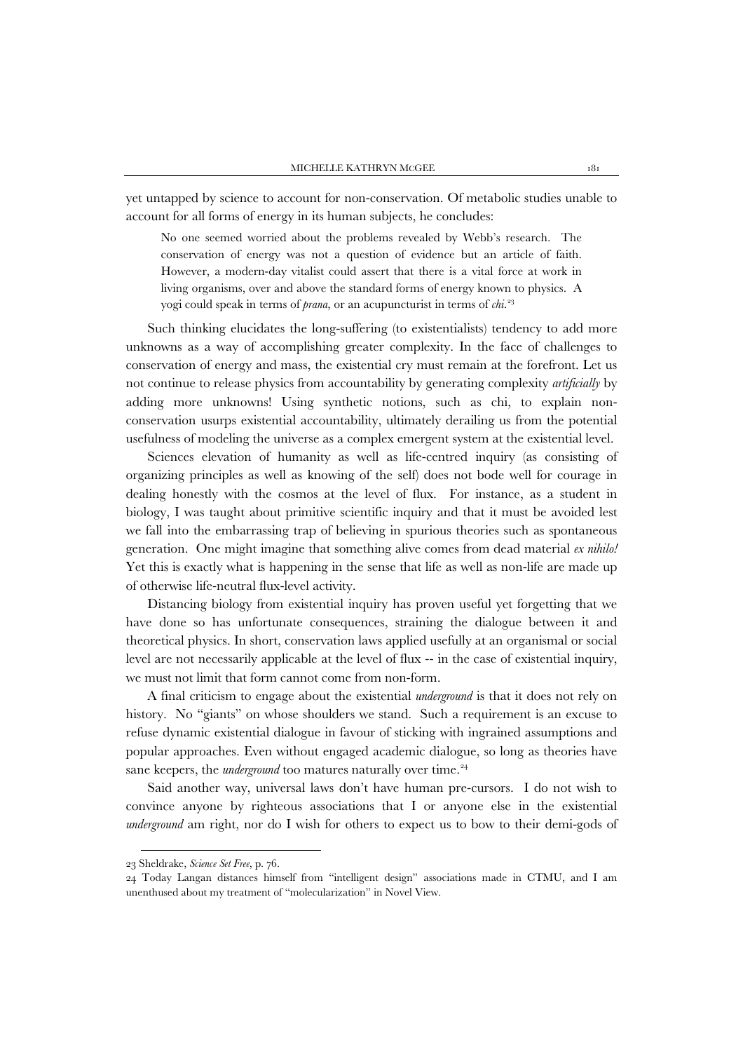yet untapped by science to account for non-conservation. Of metabolic studies unable to account for all forms of energy in its human subjects, he concludes:

> No one seemed worried about the problems revealed by Webb's research. The conservation of energy was not a question of evidence but an article of faith. However, a modern-day vitalist could assert that there is a vital force at work in living organisms, over and above the standard forms of energy known to physics. A yogi could speak in terms of *prana*, or an acupuncturist in terms of *chi*.[23]

Such thinking elucidates the long-suffering (to existentialists) tendency to add more unknowns as a way of accomplishing greater complexity. In the face of challenges to conservation of energy and mass, the existential cry must remain at the forefront. Let us not continue to release physics from accountability by generating complexity *artificially* by adding more unknowns! Using synthetic notions, such as chi, to explain non-conservation usurps existential accountability, ultimately derailing us from the potential usefulness of modeling the universe as a complex emergent system at the existential level.

Sciences elevation of humanity as well as life-centred inquiry (as consisting of organizing principles as well as knowing of the self) does not bode well for courage in dealing honestly with the cosmos at the level of flux. For instance, as a student in biology, I was taught about primitive scientific inquiry and that it must be avoided lest we fall into the embarrassing trap of believing in spurious theories such as spontaneous generation. One might imagine that something alive comes from dead material *ex nihilo!* Yet this is exactly what is happening in the sense that life as well as non-life are made up of otherwise life-neutral flux-level activity.

Distancing biology from existential inquiry has proven useful yet forgetting that we have done so has unfortunate consequences, straining the dialogue between it and theoretical physics. In short, conservation laws applied usefully at an organismal or social level are not necessarily applicable at the level of flux -- in the case of existential inquiry, we must not limit that form cannot come from non-form.

A final criticism to engage about the existential *underground* is that it does not rely on history. No "giants" on whose shoulders we stand. Such a requirement is an excuse to refuse dynamic existential dialogue in favour of sticking with ingrained assumptions and popular approaches. Even without engaged academic dialogue, so long as theories have sane keepers, the *underground* too matures naturally over time.[24]

Said another way, universal laws don't have human pre-cursors. I do not wish to convince anyone by righteous associations that I or anyone else in the existential *underground* am right, nor do I wish for others to expect us to bow to their demi-gods of

---

23 Sheldrake, *Science Set Free*, p. 76.

24 Today Langan distances himself from "intelligent design" associations made in CTMU, and I am unenthused about my treatment of "molecularization" in Novel View.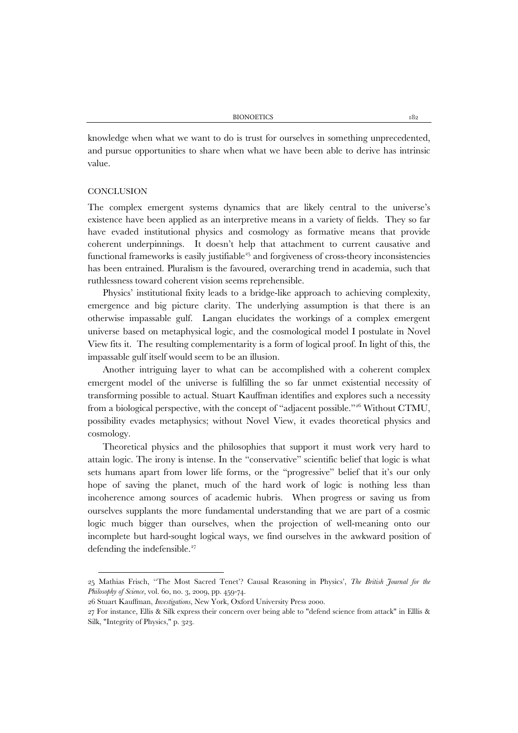knowledge when what we want to do is trust for ourselves in something unprecedented, and pursue opportunities to share when what we have been able to derive has intrinsic value.

## CONCLUSION

The complex emergent systems dynamics that are likely central to the universe's existence have been applied as an interpretive means in a variety of fields. They so far have evaded institutional physics and cosmology as formative means that provide coherent underpinnings. It doesn't help that attachment to current causative and functional frameworks is easily justifiable[25] and forgiveness of cross-theory inconsistencies has been entrained. Pluralism is the favoured, overarching trend in academia, such that ruthlessness toward coherent vision seems reprehensible.

Physics' institutional fixity leads to a bridge-like approach to achieving complexity, emergence and big picture clarity. The underlying assumption is that there is an otherwise impassable gulf. Langan elucidates the workings of a complex emergent universe based on metaphysical logic, and the cosmological model I postulate in Novel View fits it. The resulting complementarity is a form of logical proof. In light of this, the impassable gulf itself would seem to be an illusion.

Another intriguing layer to what can be accomplished with a coherent complex emergent model of the universe is fulfilling the so far unmet existential necessity of transforming possible to actual. Stuart Kauffman identifies and explores such a necessity from a biological perspective, with the concept of "adjacent possible."[26] Without CTMU, possibility evades metaphysics; without Novel View, it evades theoretical physics and cosmology.

Theoretical physics and the philosophies that support it must work very hard to attain logic. The irony is intense. In the "conservative" scientific belief that logic is what sets humans apart from lower life forms, or the "progressive" belief that it's our only hope of saving the planet, much of the hard work of logic is nothing less than incoherence among sources of academic hubris. When progress or saving us from ourselves supplants the more fundamental understanding that we are part of a cosmic logic much bigger than ourselves, when the projection of well-meaning onto our incomplete but hard-sought logical ways, we find ourselves in the awkward position of defending the indefensible.[27]

---

25 Mathias Frisch, ''The Most Sacred Tenet'? Causal Reasoning in Physics', *The British Journal for the Philosophy of Science*, vol. 60, no. 3, 2009, pp. 459-74.

26 Stuart Kauffman, *Investigations*, New York, Oxford University Press 2000.

27 For instance, Ellis & Silk express their concern over being able to "defend science from attack" in Elllis & Silk, "Integrity of Physics," p. 323.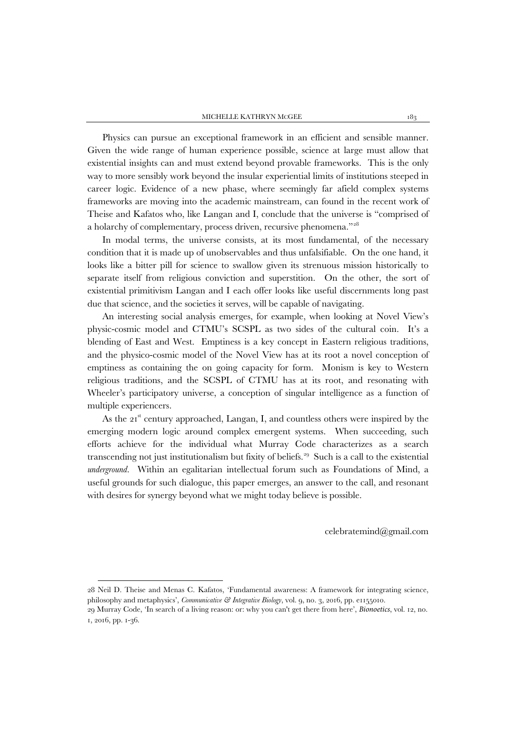Physics can pursue an exceptional framework in an efficient and sensible manner. Given the wide range of human experience possible, science at large must allow that existential insights can and must extend beyond provable frameworks. This is the only way to more sensibly work beyond the insular experiential limits of institutions steeped in career logic. Evidence of a new phase, where seemingly far afield complex systems frameworks are moving into the academic mainstream, can found in the recent work of Theise and Kafatos who, like Langan and I, conclude that the universe is "comprised of a holarchy of complementary, process driven, recursive phenomena."[28]

In modal terms, the universe consists, at its most fundamental, of the necessary condition that it is made up of unobservables and thus unfalsifiable. On the one hand, it looks like a bitter pill for science to swallow given its strenuous mission historically to separate itself from religious conviction and superstition. On the other, the sort of existential primitivism Langan and I each offer looks like useful discernments long past due that science, and the societies it serves, will be capable of navigating.

An interesting social analysis emerges, for example, when looking at Novel View's physic-cosmic model and CTMU's SCSPL as two sides of the cultural coin. It's a blending of East and West. Emptiness is a key concept in Eastern religious traditions, and the physico-cosmic model of the Novel View has at its root a novel conception of emptiness as containing the on going capacity for form. Monism is key to Western religious traditions, and the SCSPL of CTMU has at its root, and resonating with Wheeler's participatory universe, a conception of singular intelligence as a function of multiple experiencers.

As the 21st century approached, Langan, I, and countless others were inspired by the emerging modern logic around complex emergent systems. When succeeding, such efforts achieve for the individual what Murray Code characterizes as a search transcending not just institutionalism but fixity of beliefs.[29] Such is a call to the existential *underground*. Within an egalitarian intellectual forum such as Foundations of Mind, a useful grounds for such dialogue, this paper emerges, an answer to the call, and resonant with desires for synergy beyond what we might today believe is possible.

celebratemind@gmail.com

---

28 Neil D. Theise and Menas C. Kafatos, 'Fundamental awareness: A framework for integrating science, philosophy and metaphysics', *Communicative & Integrative Biology*, vol. 9, no. 3, 2016, pp. e1155010.

29 Murray Code, 'In search of a living reason: or: why you can't get there from here', *Bionoetics*, vol. 12, no. 1, 2016, pp. 1-36.